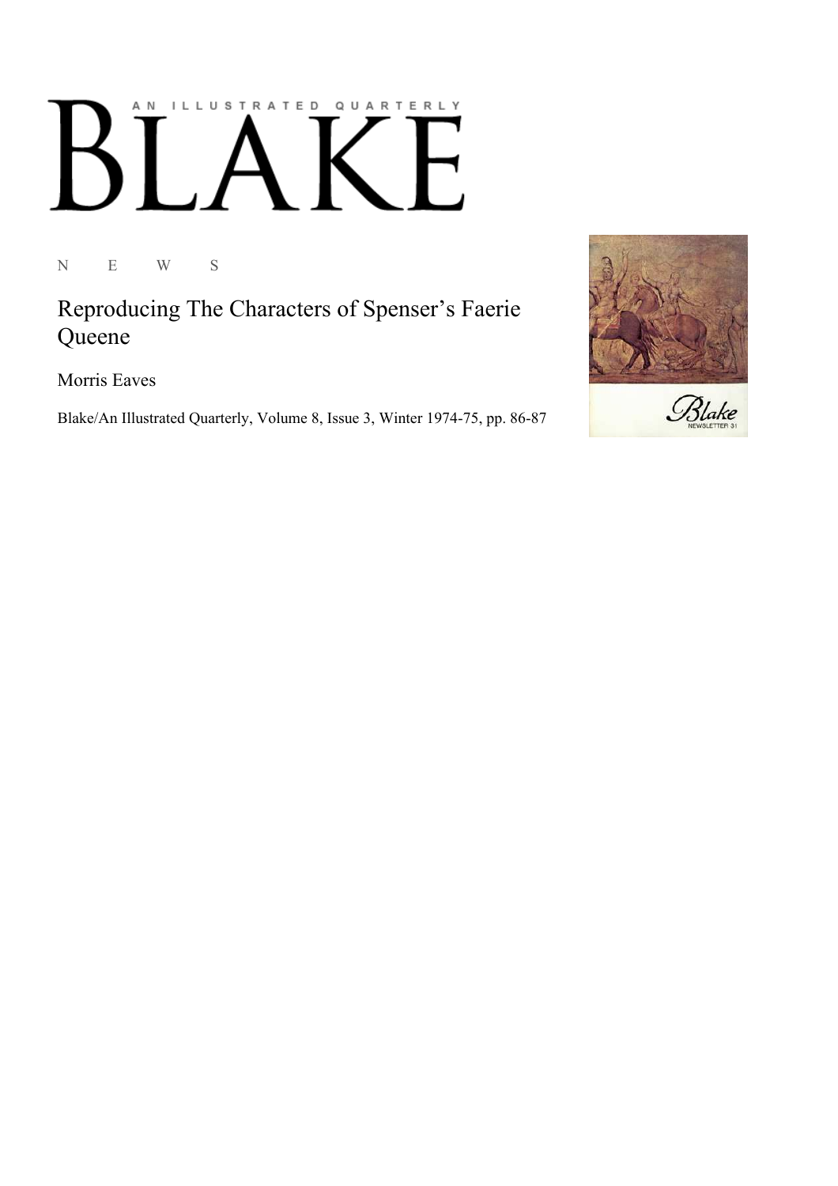# BLAKE

AN ILLUSTRATED QUARTERLY

N E W S

## Reproducing The Characters of Spenser's Faerie Queene

Morris Eaves

Blake/An Illustrated Quarterly, Volume 8, Issue 3, Winter 1974-75, pp. 86-87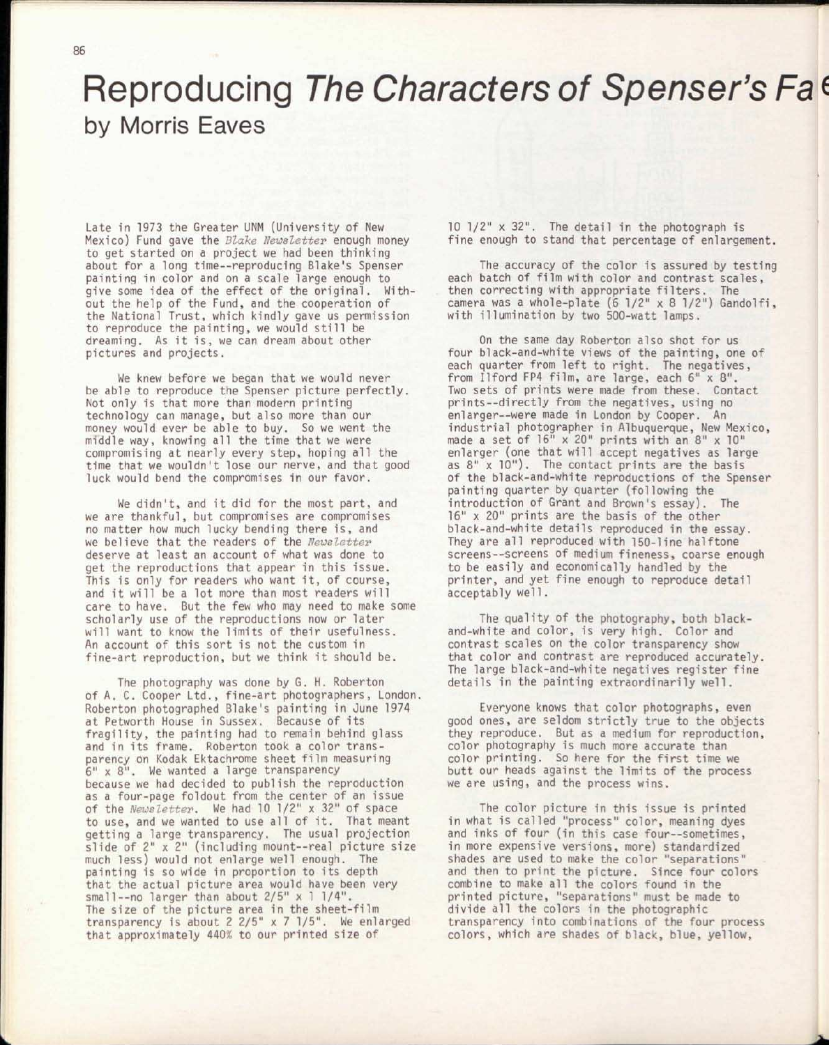# Reproducing *The Characters of Spenser's Fa*

## by Morris Eaves

Late in 1973 the Greater UNM (University of New Mexico) Fund gave the *Blake Newsletter* enough money to get started on a project we had been thinking about for a long time--reproducing Blake's Spenser painting in color and on a scale large enough to give some idea of the effect of the original. Without the help of the Fund, and the cooperation of the National Trust, which kindly gave us permission to reproduce the painting, we would still be dreaming. As it is, we can dream about other pictures and projects.

We knew before we began that we would never be able to reproduce the Spenser picture perfectly. Not only is that more than modern printing technology can manage, but also more than our money would ever be able to buy. So we went the middle way, knowing all the time that we were compromising at nearly every step, hoping all the time that we wouldn't lose our nerve, and that good luck would bend the compromises in our favor.

We didn't, and it did for the most part, and we are thankful, but compromises are compromises no matter how much lucky bending there is, and we believe that the readers of the *Newsletter* deserve at least an account of what was done to get the reproductions that appear in this issue. This is only for readers who want it, of course, and it will be a lot more than most readers will care to have. But the few who may need to make some scholarly use of the reproductions now or later will want to know the limits of their usefulness. An account of this sort is not the custom in fine-art reproduction, but we think it should be.

The photography was done by G. H. Roberton of A. C. Cooper Ltd., fine-art photographers, London. Roberton photographed Blake's painting in June 1974 at Petworth House in Sussex. Because of its fragility, the painting had to remain behind glass and in its frame. Roberton took a color transparency on Kodak Ektachrome sheet film measuring 6" x 8". We wanted a large transparency because we had decided to publish the reproduction as a four-page foldout from the center of an issue of the *Newsletter*. We had 10 1/2" x 32" of space to use, and we wanted to use all of it. That meant getting a large transparency. The usual projection slide of 2" x 2" (including mount--real picture size much less) would not enlarge well enough. The painting is so wide in proportion to its depth that the actual picture area would have been very small--no larger than about 2/5" x 1 1/4". The size of the picture area in the sheet-film transparency is about 2 2/5" x 7 1/5". We enlarged that approximately 440% to our printed size of 10 1/2" x 32". The detail in the photograph is fine enough to stand that percentage of enlargement.

The accuracy of the color is assured by testing each batch of film with color and contrast scales, then correcting with appropriate filters. The camera was a whole-plate (6 1/2" x 8 1/2") Gandolfi, with illumination by two 500-watt lamps.

On the same day Roberton also shot for us four black-and-white views of the painting, one of each quarter from left to right. The negatives, from Ilford FP4 film, are large, each 6" x 8". Two sets of prints were made from these. Contact prints--directly from the negatives, using no enlarger--were made in London by Cooper. An industrial photographer in Albuquerque, New Mexico, made a set of 16" x 20" prints with an 8" x 10" enlarger (one that will accept negatives as large as 8" x 10"). The contact prints are the basis of the black-and-white reproductions of the Spenser painting quarter by quarter (following the introduction of Grant and Brown's essay). The 16" x 20" prints are the basis of the other black-and-white details reproduced in the essay. They are all reproduced with 150-line halftone screens--screens of medium fineness, coarse enough to be easily and economically handled by the printer, and yet fine enough to reproduce detail acceptably well.

The quality of the photography, both black-and-white and color, is very high. Color and contrast scales on the color transparency show that color and contrast are reproduced accurately. The large black-and-white negatives register fine details in the painting extraordinarily well.

Everyone knows that color photographs, even good ones, are seldom strictly true to the objects they reproduce. But as a medium for reproduction, color photography is much more accurate than color printing. So here for the first time we butt our heads against the limits of the process we are using, and the process wins.

The color picture in this issue is printed in what is called "process" color, meaning dyes and inks of four (in this case four--sometimes, in more expensive versions, more) standardized shades are used to make the color "separations" and then to print the picture. Since four colors combine to make all the colors found in the printed picture, "separations" must be made to divide all the colors in the photographic transparency into combinations of the four process colors, which are shades of black, blue, yellow,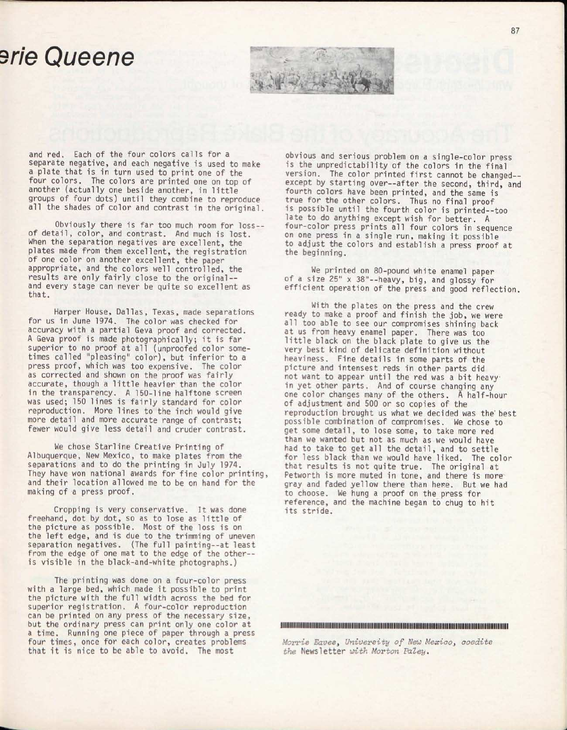and red. Each of the four colors calls for a separate negative, and each negative is used to make a plate that is in turn used to print one of the four colors. The colors are printed one on top of another (actually one beside another, in little groups of four dots) until they combine to reproduce all the shades of color and contrast in the original.

Obviously there is far too much room for loss--of detail, color, and contrast. And much is lost. When the separation negatives are excellent, the plates made from them excellent, the registration of one color on another excellent, the paper appropriate, and the colors well controlled, the results are only fairly close to the original--and every stage can never be quite so excellent as that.

Harper House, Dallas, Texas, made separations for us in June 1974. The color was checked for accuracy with a partial Geva proof and corrected. A Geva proof is made photographically; it is far superior to no proof at all (unproofed color sometimes called "pleasing" color), but inferior to a press proof, which was too expensive. The color as corrected and shown on the proof was fairly accurate, though a little heavier than the color in the transparency. A 150-line halftone screen was used; 150 lines is fairly standard for color reproduction. More lines to the inch would give more detail and more accurate range of contrast; fewer would give less detail and cruder contrast.

We chose Starline Creative Printing of Albuquerque, New Mexico, to make plates from the separations and to do the printing in July 1974. They have won national awards for fine color printing, and their location allowed me to be on hand for the making of a press proof.

Cropping is very conservative. It was done freehand, dot by dot, so as to lose as little of the picture as possible. Most of the loss is on the left edge, and is due to the trimming of uneven separation negatives. (The full painting--at least from the edge of one mat to the edge of the other--is visible in the black-and-white photographs.)

The printing was done on a four-color press with a large bed, which made it possible to print the picture with the full width across the bed for superior registration. A four-color reproduction can be printed on any press of the necessary size, but the ordinary press can print only one color at a time. Running one piece of paper through a press four times, once for each color, creates problems that it is nice to be able to avoid. The most obvious and serious problem on a single-color press is the unpredictability of the colors in the final version. The color printed first cannot be changed--except by starting over--after the second, third, and fourth colors have been printed, and the same is true for the other colors. Thus no final proof is possible until the fourth color is printed--too late to do anything except wish for better. A four-color press prints all four colors in sequence on one press in a single run, making it possible to adjust the colors and establish a press proof at the beginning.

We printed on 80-pound white enamel paper of a size 25" x 38"--heavy, big, and glossy for efficient operation of the press and good reflection.

With the plates on the press and the crew ready to make a proof and finish the job, we were all too able to see our compromises shining back at us from heavy enamel paper. There was too little black on the black plate to give us the very best kind of delicate definition without heaviness. Fine details in some parts of the picture and intensest reds in other parts did not want to appear until the red was a bit heavy in yet other parts. And of course changing any one color changes many of the others. A half-hour of adjustment and 500 or so copies of the reproduction brought us what we decided was the best possible combination of compromises. We chose to get some detail, to lose some, to take more red than we wanted but not as much as we would have had to take to get all the detail, and to settle for less black than we would have liked. The color that results is not quite true. The original at Petworth is more muted in tone, and there is more gray and faded yellow there than here. But we had to choose. We hung a proof on the press for reference, and the machine began to chug to hit its stride.

*Morris Eaves, University of New Mexico, coedits the* Newsletter *with Morton Paley.*